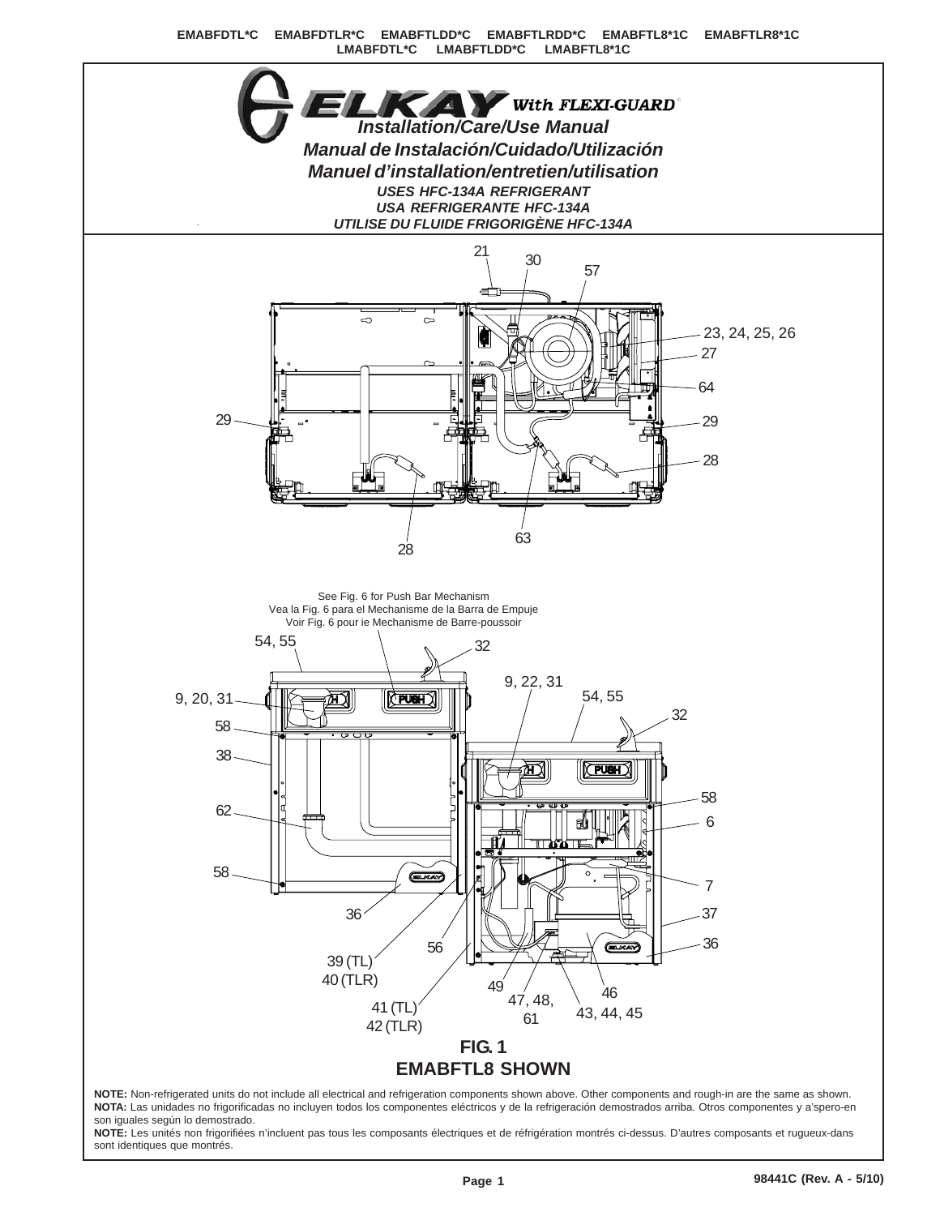EMABFDTL*C EMABFDTLR*C EMABFTLDD*C EMABFTLRDD*C EMABFTL8*1C EMABFTLR8*1C LMABFDTL*C LMABFTLDD*C LMABFTL8*1C

# ELKAY With FLEXI-GUARD®

## *Installation/Care/Use Manual*
## *Manual de Instalación/Cuidado/Utilización*
## *Manuel d'installation/entretien/utilisation*

***USES HFC-134A REFRIGERANT***
***USA REFRIGERANTE HFC-134A***
***UTILISE DU FLUIDE FRIGORIGÈNE HFC-134A***

See Fig. 6 for Push Bar Mechanism
Vea la Fig. 6 para el Mechanisme de la Barra de Empuje
Voir Fig. 6 pour ie Mechanisme de Barre-poussoir

**FIG. 1**
**EMABFTL8 SHOWN**

**NOTE:** Non-refrigerated units do not include all electrical and refrigeration components shown above. Other components and rough-in are the same as shown.
**NOTA:** Las unidades no frigorificadas no incluyen todos los componentes eléctricos y de la refrigeración demostrados arriba. Otros componentes y a'spero-en son iguales según lo demostrado.
**NOTE:** Les unités non frigorifiées n'incluent pas tous les composants électriques et de réfrigération montrés ci-dessus. D'autres composants et rugueux-dans sont identiques que montrés.

98441C (Rev. A - 5/10)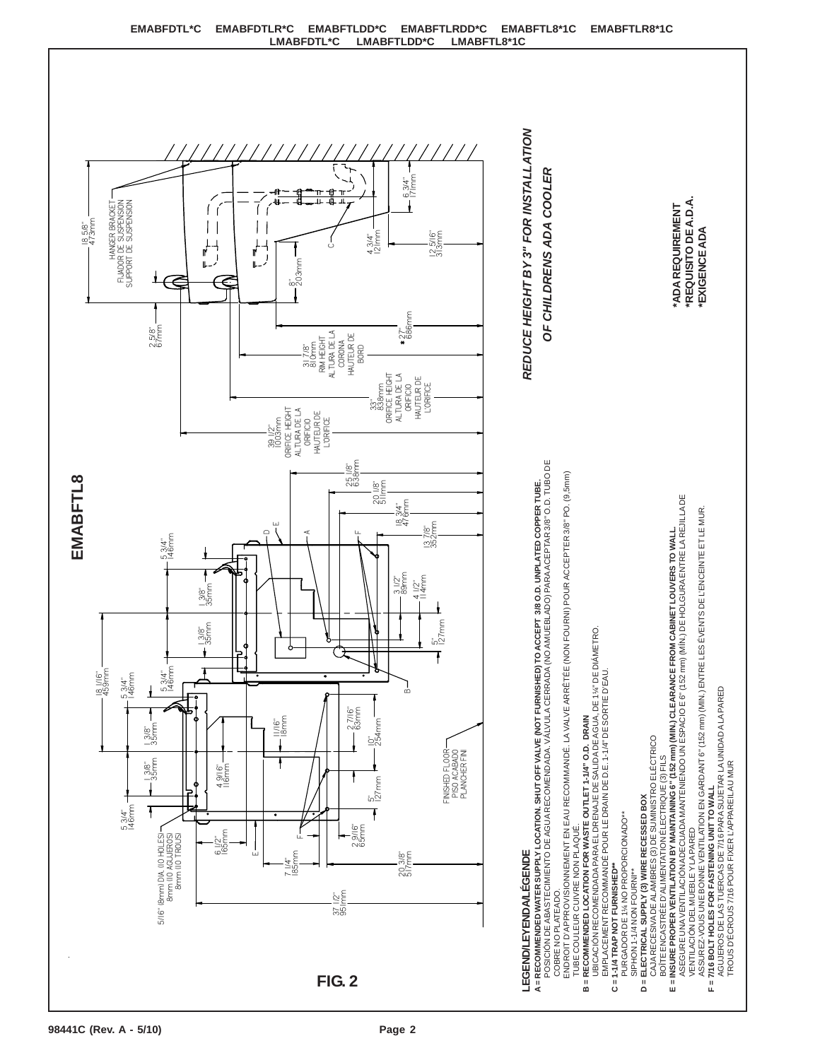EMABFDTL*C EMABFDTLR*C EMABFTLDD*C EMABFTLRDD*C EMABFTL8*1C EMABFTLR8*1C
LMABFDTL*C LMABFTLDD*C LMABFTL8*1C

# EMABFTL8

*REDUCE HEIGHT BY 3" FOR INSTALLATION OF CHILDRENS ADA COOLER*

**\*ADA REQUIREMENT**
**\*REQUISITO DE A.D.A.**
**\*EXIGENCE ADA**

HANGER BRACKET / FIJADOR DE SUSPENSION / SUPPORT DE SUSPENSION

18 5/8" 473mm; 6 3/4" 171mm; 4 3/4" 121mm; 12 5/16" 313mm; 8" 203mm; 2 5/8" 67mm; * 27" 686mm

31 7/8" 810mm RIM HEIGHT / ALTURA DE LA CORONA / HAUTEUR DE BORD

33" 838mm ORIFICE HEIGHT / ALTURA DE LA ORIFICIO / HAUTEUR DE L'ORIFICE

39 1/2" 1003mm ORIFICE HEIGHT / ALTURA DE LA ORIFICIO / HAUTEUR DE L'ORIFICE

25 1/8" 638mm; 20 1/8" 511mm; 18 3/4" 476mm; 13 7/8" 352mm; 3 1/2" 89mm; 4 1/2" 114mm; 5" 127mm

5 3/4" 146mm; 1 3/8" 35mm; 1 3/8" 35mm; 5 3/4" 146mm; 18 1/16" 459mm

5 3/4" 146mm; 1 3/8" 35mm; 1 3/8" 35mm; 5 3/4" 146mm; 11/16" 18mm; 4 9/16" 116mm; 2 7/16" 63mm; 10" 254mm; 5" 127mm; 2 9/16" 65mm; 6 1/2" 165mm; 7 1/4" 185mm; 20 3/8" 517mm; 37 1/2" 951mm

5/16" (8mm) DIA. (10 HOLES) / 8mm (10 AGUJEROS) / 8mm (10 TROUS)

FINISHED FLOOR / PISO ACABADO / PLANCHER FINI

**FIG. 2**

## LEGEND/LEYENDA/LÉGENDE

**A = RECOMMENDED WATER SUPPLY LOCATION. SHUT OFF VALVE (NOT FURNISHED) TO ACCEPT 3/8 O.D. UNPLATED COPPER TUBE.**
POSICIÓN DE ABASTECIMIENTO DE AGUA RECOMENDADA. VÁLVULA CERRADA (NO AMUEBLADO) PARA ACEPTAR 3/8" O.D. TUBO DE COBRE NO PLATEADO.
ENDROIT D'APPROVISIONNEMENT EN EAU RECOMMANDÉ. LA VALVE ARRÊTÉE (NON FOURNI) POUR ACCEPTER 3/8" PO. (9,5mm) TUBE COULEUR CUIVRE NON PLAQUÉ.

**B = RECOMMENDED LOCATION FOR WASTE OUTLET 1-1/4" O.D. DRAIN**
UBICACIÓN RECOMENDADA PARA EL DRENAJE DE SALIDA DE AGUA, DE 1¼" DE DIÁMETRO.
EMPLACEMENT RECOMMANDÉ POUR LE DRAIN DE D.E. 1-1/4" DE SORTIE D'EAU.

**C = 1-1/4 TRAP NOT FURNISHED\*\***
PURGADOR DE 1¼ NO PROPORCIONADO\*\*
SIPHON 1-1/4 NON FOURNI\*\*

**D = ELECTRICAL SUPPLY (3) WIRE RECESSED BOX**
CAJA RECESIVA DE ALAMBRES (3) DE SUMINISTRO ELÉCTRICO
BOÎTE ENCASTRÉE D'ALIMENTATION ÉLECTRIQUE (3) FILS

**E = INSURE PROPER VENTILATION BY MAINTAINING 6" (152 mm) (MIN.) CLEARANCE FROM CABINET LOUVERS TO WALL**
ASEGURE UNA VENTILACIÓN ADECUADA MANTENIENDO UN ESPACIO E 6" (152 mm) (MÍN.) DE HOLGURA ENTRE LA REJILLA DE VENTILACIÓN DEL MUEBLE Y LA PARED
ASSUREZ-VOUS UNE BONNE VENTILATION EN GARDANT 6" (152 mm) (MIN.) ENTRE LES ÉVENTS DE L'ENCEINTE ET LE MUR.

**F = 7/16 BOLT HOLES FOR FASTENING UNIT TO WALL**
AGUJEROS DE LAS TUERCAS DE 7/16 PARA SUJETAR LA UNIDAD A LA PARED
TROUS D'ÉCROUS 7/16 POUR FIXER L'APPAREIL AU MUR

98441C (Rev. A - 5/10)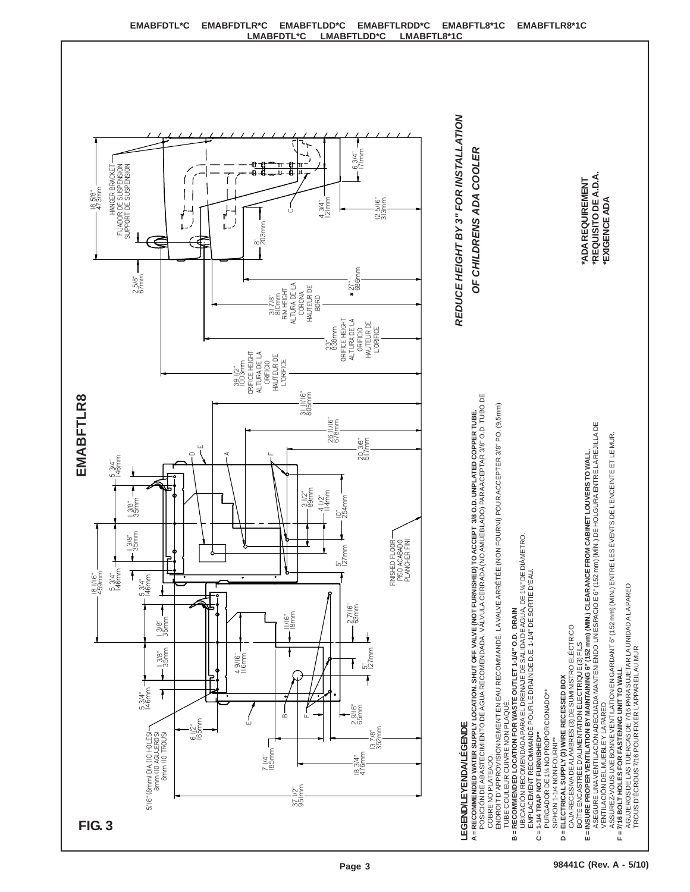EMABFDTL*C EMABFDTLR*C EMABFTLDD*C EMABFTLRDD*C EMABFTL8*1C EMABFTLR8*1C
LMABFDTL*C LMABFTLDD*C LMABFTL8*1C

# EMABFTLR8

FIG. 3

REDUCE HEIGHT BY 3" FOR INSTALLATION OF CHILDRENS ADA COOLER

*ADA REQUIREMENT
*REQUISITO DE A.D.A.
*EXIGENCE ADA

18 5/8" 473mm
HANGER BRACKET
FIJADOR DE SUSPENSION
SUPPORT DE SUSPENSION

2 5/8" 67mm
8" 203mm
4 3/4" 121mm
6 3/4" 171mm
12 5/16" 313mm
31 7/8" 810mm RIM HEIGHT ALTURA DE LA CORONA HAUTEUR DE BORD
*27" 686mm
33" 838mm ORIFICE HEIGHT ALTURA DE LA ORIFICIO HAUTEUR DE L'ORIFICE
39 1/2" 1003mm ORIFICE HEIGHT ALTURA DE LA ORIFICIO HAUTEUR DE L'ORIFICE
31 11/16" 805mm
26 11/16" 678mm
20 3/8" 517mm
18 1/16" 459mm
5 3/4" 146mm
1 3/8" 35mm
3 1/2" 89mm
4 1/2" 114mm
10" 254mm
5" 127mm
FINISHED FLOOR
PISO ACABADO
PLANCHER FINI
11/16" 18mm
2 7/16" 63mm
4 9/16" 116mm
2 9/16" 65mm
13 7/8" 352mm
6 1/2" 165mm
7 1/4" 185mm
18 3/4" 476mm
3 3/4" 95mm
5/16" (8mm) DIA. (10 HOLES)
8mm (10 AGUJEROS)
8mm (10 TROUS)

## LEGEND/LEYENDA/LÉGENDE

**A = RECOMMENDED WATER SUPPLY LOCATION. SHUT OFF VALVE (NOT FURNISHED) TO ACCEPT 3/8 O.D. UNPLATED COPPER TUBE.**
POSICIÓN DE ABASTECIMIENTO DE AGUA RECOMENDADA. VÁLVULA CERRADA (NO AMUEBLADO) PARA ACEPTAR 3/8" O.D. TUBO DE COBRE NO PLATEADO.
ENDROIT D'APPROVISIONNEMENT EN EAU RECOMMANDÉ. LA VALVE ARRÊTÉE (NON FOURNI) POUR ACCEPTER 3/8" PO. (9,5mm) TUBE COULEUR CUIVRE NON PLAQUÉ.

**B = RECOMMENDED LOCATION FOR WASTE OUTLET 1-1/4" O.D. DRAIN**
UBICACIÓN RECOMENDADA PARA EL DRENAJE DE SALIDA DE AGUA, DE 1¼" DE DIÁMETRO.
EMPLACEMENT RECOMMANDÉ POUR LE DRAIN DE D.E. 1-1/4" DE SORTIE D'EAU.

**C = 1-1/4 TRAP NOT FURNISHED****
PURGADOR DE 1¼ NO PROPORCIONADO**
SIPHON 1-1/4 NON FOURNI**

**D = ELECTRICAL SUPPLY (3) WIRE RECESSED BOX**
CAJA RECESIVA DE ALAMBRES (3) DE SUMINISTRO ELÉCTRICO
BOÎTE ENCASTRÉE D'ALIMENTATION ÉLECTRIQUE (3) FILS

**E = INSURE PROPER VENTILATION BY MAINTAINING 6" (152 mm) (MIN.) CLEARANCE FROM CABINET LOUVERS TO WALL.**
ASEGURE UNA VENTILACIÓN ADECUADA MANTENIENDO UN ESPACIO E 6" (152 mm) (MIN.) DE HOLGURA ENTRE LA REJILLA DE VENTILACIÓN DEL MUEBLE Y LA PARED
ASSUREZ-VOUS UNE BONNE VENTILATION EN GARDANT 6" (152 mm) (MIN.) ENTRE LES ÉVENTS DE L'ENCEINTE ET LE MUR.

**F = 7/16 BOLT HOLES FOR FASTENING UNIT TO WALL**
AGUJEROS DE LAS TUERCAS DE 7/16 PARA SUJETAR LA UNIDAD A LA PARED
TROUS D'ÉCROUS 7/16 POUR FIXER L'APPAREIL AU MUR

98441C (Rev. A - 5/10)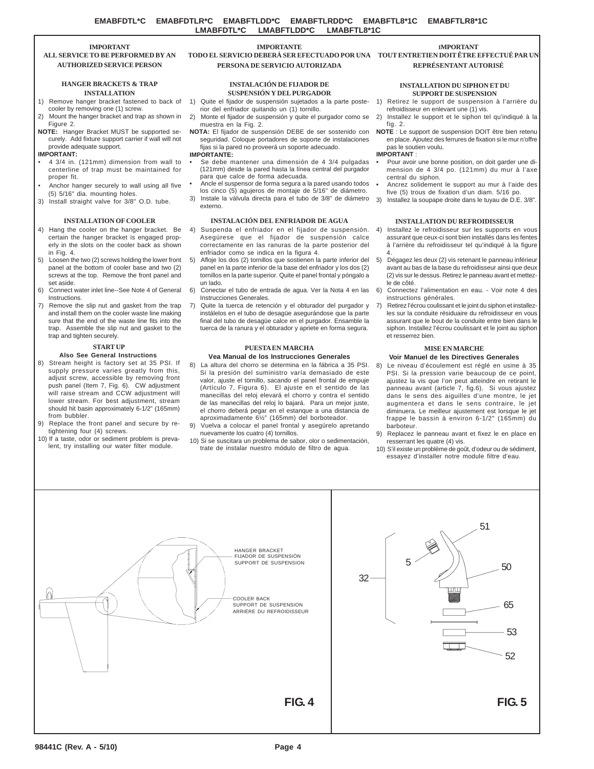EMABFDTL*C EMABFDTLR*C EMABFTLDD*C EMABFTLRDD*C EMABFTL8*1C EMABFTLR8*1C LMABFDTL*C LMABFTLDD*C LMABFTL8*1C

## IMPORTANT
### ALL SERVICE TO BE PERFORMED BY AN AUTHORIZED SERVICE PERSON

### HANGER BRACKETS & TRAP INSTALLATION

1) Remove hanger bracket fastened to back of cooler by removing one (1) screw.
2) Mount the hanger bracket and trap as shown in Figure 2.

**NOTE:** Hanger Bracket MUST be supported securely. Add fixture support carrier if wall will not provide adequate support.

**IMPORTANT:**

- 4 3/4 in. (121mm) dimension from wall to centerline of trap must be maintained for proper fit.
- Anchor hanger securely to wall using all five (5) 5/16" dia. mounting holes.

3) Install straight valve for 3/8" O.D. tube.

### INSTALLATION OF COOLER

4) Hang the cooler on the hanger bracket. Be certain the hanger bracket is engaged properly in the slots on the cooler back as shown in Fig. 4.
5) Loosen the two (2) screws holding the lower front panel at the bottom of cooler base and two (2) screws at the top. Remove the front panel and set aside.
6) Connect water inlet line--See Note 4 of General Instructions.
7) Remove the slip nut and gasket from the trap and install them on the cooler waste line making sure that the end of the waste line fits into the trap. Assemble the slip nut and gasket to the trap and tighten securely.

### START UP
**Also See General Instructions**

8) Stream height is factory set at 35 PSI. If supply pressure varies greatly from this, adjust screw, accessible by removing front push panel (Item 7, Fig. 6). CW adjustment will raise stream and CCW adjustment will lower stream. For best adjustment, stream should hit basin approximately 6-1/2" (165mm) from bubbler.
9) Replace the front panel and secure by retightening four (4) screws.
10) If a taste, odor or sediment problem is prevalent, try installing our water filter module.

## IMPORTANTE
### TODO EL SERVICIO DEBERÁ SER EFECTUADO POR UNA PERSONA DE SERVICIO AUTORIZADA

### INSTALACIÓN DE FIJADOR DE SUSPENSIÓN Y DEL PURGADOR

1) Quite el fijador de suspensión sujetados a la parte posterior del enfriador quitando un (1) tornillo.
2) Monte el fijador de suspensión y quite el purgador como se muestra en la Fig. 2.

**NOTA:** El fijador de suspensión DEBE de ser sostenido con seguridad. Coloque portadores de soporte de instalaciones fijas si la pared no proveerá un soporte adecuado.

**IMPORTANTE:**

- Se debe mantener una dimensión de 4 3/4 pulgadas (121mm) desde la pared hasta la línea central del purgador para que calce de forma adecuada.
- Ancle el suspensor de forma segura a la pared usando todos los cinco (5) agujeros de montaje de 5/16" de diámetro.

3) Instale la válvula directa para el tubo de 3/8" de diámetro externo.

### INSTALACIÓN DEL ENFRIADOR DE AGUA

4) Suspenda el enfriador en el fijador de suspensión. Asegúrese que el fijador de suspensión calce correctamente en las ranuras de la parte posterior del enfriador como se indica en la figura 4.
5) Afloje los dos (2) tornillos que sostienen la parte inferior del panel en la parte inferior de la base del enfriador y los dos (2) tornillos en la parte superior. Quite el panel frontal y póngalo a un lado.
6) Conectar el tubo de entrada de agua. Ver la Nota 4 en las Instrucciones Generales.
7) Quite la tuerca de retención y el obturador del purgador y instálelos en el tubo de desagüe asegurándose que la parte final del tubo de desagüe calce en el purgador. Ensamble la tuerca de la ranura y el obturador y apriete en forma segura.

### PUESTA EN MARCHA
**Vea Manual de los Instrucciones Generales**

8) La altura del chorro se determina en la fábrica a 35 PSI. Si la presión del suministro varía demasiado de este valor, ajuste el tornillo, sacando el panel frontal de empuje (Artículo 7, Figura 6). El ajuste en el sentido de las manecillas del reloj elevará el chorro y contra el sentido de las manecillas del reloj lo bajará. Para un mejor juste, el chorro deberá pegar en el estanque a una distancia de aproximadamente 6½" (165mm) del borboteador.
9) Vuelva a colocar el panel frontal y asegúrelo apretando nuevamente los cuatro (4) tornillos.
10) Si se suscitara un problema de sabor, olor o sedimentación, trate de instalar nuestro módulo de filtro de agua.

## IMPORTANT
### TOUT ENTRETIEN DOIT ÊTRE EFFECTUÉ PAR UN REPRÉSENTANT AUTORISÉ

### INSTALLATION DU SIPHON ET DU SUPPORT DE SUSPENSION

1) Retirez le support de suspension à l'arrière du refroidisseur en enlevant une (1) vis.
2) Installez le support et le siphon tel qu'indiqué à la fig. 2.

**NOTE** : Le support de suspension DOIT être bien retenu en place. Ajoutez des ferrures de fixation si le mur n'offre pas le soutien voulu.

**IMPORTANT** :

- Pour avoir une bonne position, on doit garder une dimension de 4 3/4 po. (121mm) du mur à l'axe central du siphon.
- Ancrez solidement le support au mur à l'aide des five (5) trous de fixation d'un diam. 5/16 po.

3) Installez la soupape droite dans le tuyau de D.E. 3/8".

### INSTALLATION DU REFROIDISSEUR

4) Installez le refroidisseur sur les supports en vous assurant que ceux-ci sont bien installés dans les fentes à l'arrière du refroidisseur tel qu'indiqué à la figure 4.
5) Dégagez les deux (2) vis retenant le panneau inférieur avant au bas de la base du refroidisseur ainsi que deux (2) vis sur le dessus. Retirez le panneau avant et mettez-le de côté.
6) Connectez l'alimentation en eau. - Voir note 4 des instructions générales.
7) Retirez l'écrou coulissant et le joint du siphon et installez-les sur la conduite résiduaire du refroidisseur en vous assurant que le bout de la conduite entre bien dans le siphon. Installez l'écrou coulissant et le joint au siphon et resserrez bien.

### MISE EN MARCHE
**Voir Manuel de les Directives Generales**

8) Le niveau d'écoulement est réglé en usine à 35 PSI. Si la pression varie beaucoup de ce point, ajustez la vis que l'on peut atteindre en retirant le panneau avant (article 7, fig.6). Si vous ajustez dans le sens des aiguilles d'une montre, le jet augmentera et dans le sens contraire, le jet diminuera. Le meilleur ajustement est lorsque le jet frappe le bassin à environ 6-1/2" (165mm) du barboteur.
9) Replacez le panneau avant et fixez le en place en resserrant les quatre (4) vis.
10) S'il existe un problème de goût, d'odeur ou de sédiment, essayez d'installer notre module filtre d'eau.

HANGER BRACKET
FIJADOR DE SUSPENSIÓN
SUPPORT DE SUSPENSION

COOLER BACK
SUPPORT DE SUSPENSION
ARRIÈRE DU REFROIDISSEUR

**FIG. 4**

51, 5, 50, 32, 65, 53, 52

**FIG. 5**

98441C (Rev. A - 5/10)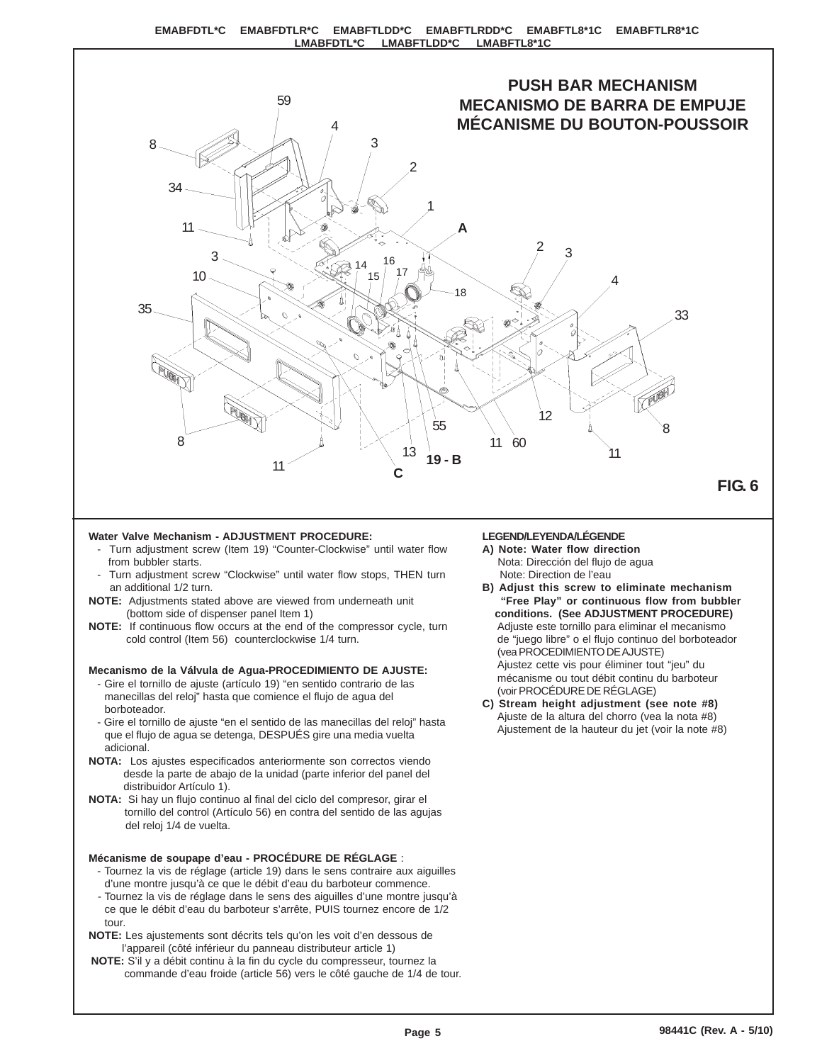EMABFDTL*C EMABFDTLR*C EMABFTLDD*C EMABFTLRDD*C EMABFTL8*1C EMABFTLR8*1C LMABFDTL*C LMABFTLDD*C LMABFTL8*1C

## PUSH BAR MECHANISM
## MECANISMO DE BARRA DE EMPUJE
## MÉCANISME DU BOUTON-POUSSOIR

FIG. 6

**Water Valve Mechanism - ADJUSTMENT PROCEDURE:**

- Turn adjustment screw (Item 19) “Counter-Clockwise” until water flow from bubbler starts.
- Turn adjustment screw “Clockwise” until water flow stops, THEN turn an additional 1/2 turn.

**NOTE:** Adjustments stated above are viewed from underneath unit (bottom side of dispenser panel Item 1)

**NOTE:** If continuous flow occurs at the end of the compressor cycle, turn cold control (Item 56) counterclockwise 1/4 turn.

**Mecanismo de la Válvula de Agua-PROCEDIMIENTO DE AJUSTE:**

- Gire el tornillo de ajuste (artículo 19) “en sentido contrario de las manecillas del reloj” hasta que comience el flujo de agua del borboteador.
- Gire el tornillo de ajuste “en el sentido de las manecillas del reloj” hasta que el flujo de agua se detenga, DESPUÉS gire una media vuelta adicional.

**NOTA:** Los ajustes especificados anteriormente son correctos viendo desde la parte de abajo de la unidad (parte inferior del panel del distribuidor Artículo 1).

**NOTA:** Si hay un flujo continuo al final del ciclo del compresor, girar el tornillo del control (Artículo 56) en contra del sentido de las agujas del reloj 1/4 de vuelta.

**Mécanisme de soupape d’eau - PROCÉDURE DE RÉGLAGE** :

- Tournez la vis de réglage (article 19) dans le sens contraire aux aiguilles d’une montre jusqu’à ce que le débit d’eau du barboteur commence.
- Tournez la vis de réglage dans le sens des aiguilles d’une montre jusqu’à ce que le débit d’eau du barboteur s’arrête, PUIS tournez encore de 1/2 tour.

**NOTE:** Les ajustements sont décrits tels qu’on les voit d’en dessous de l’appareil (côté inférieur du panneau distributeur article 1)

**NOTE:** S’il y a débit continu à la fin du cycle du compresseur, tournez la commande d’eau froide (article 56) vers le côté gauche de 1/4 de tour.

**LEGEND/LEYENDA/LÉGENDE**

**A) Note: Water flow direction**
Nota: Dirección del flujo de agua
Note: Direction de l’eau

**B) Adjust this screw to eliminate mechanism “Free Play” or continuous flow from bubbler conditions. (See ADJUSTMENT PROCEDURE)**
Adjuste este tornillo para eliminar el mecanismo de “juego libre” o el flujo continuo del borboteador (vea PROCEDIMIENTO DE AJUSTE)
Ajustez cette vis pour éliminer tout “jeu” du mécanisme ou tout débit continu du barboteur (voir PROCÉDURE DE RÉGLAGE)

**C) Stream height adjustment (see note #8)**
Ajuste de la altura del chorro (vea la nota #8)
Ajustement de la hauteur du jet (voir la note #8)

98441C (Rev. A - 5/10)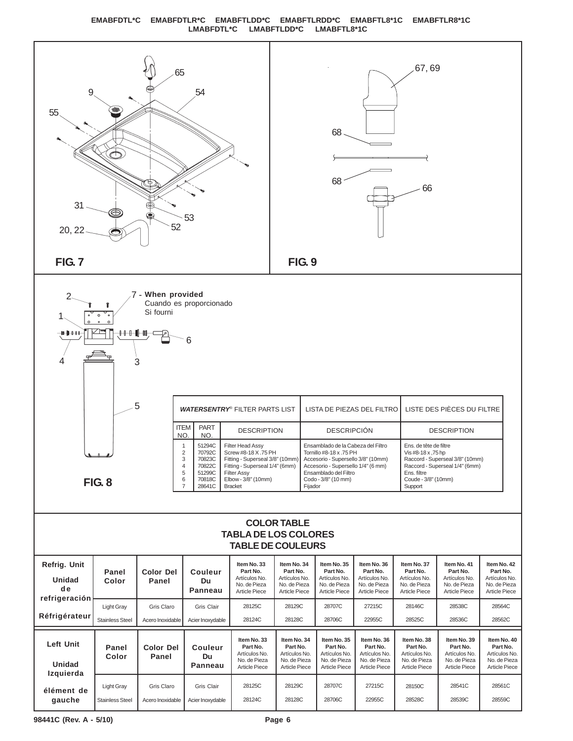EMABFDTL*C EMABFDTLR*C EMABFTLDD*C EMABFTLRDD*C EMABFTL8*1C EMABFTLR8*1C LMABFDTL*C LMABFTLDD*C LMABFTL8*1C

65
9
54
55
31
53
52
20, 22

**FIG. 7**

67, 69
68
68
66

**FIG. 9**

2
1
7 - **When provided**
Cuando es proporcionado
Si fourni
6
4
3
5

**FIG. 8**

| ***WATERSENTRY***® FILTER PARTS LIST | | | LISTA DE PIEZAS DEL FILTRO | LISTE DES PIÈCES DU FILTRE |
|---|---|---|---|---|
| ITEM NO. | PART NO. | DESCRIPTION | DESCRIPCIÓN | DESCRIPTION |
| 1 | 51294C | Filter Head Assy | Ensamblado de la Cabeza del Filtro | Ens. de tête de filtre |
| 2 | 70792C | Screw #8-18 X .75 PH | Tornillo #8-18 x .75 PH | Vis #8-18 x ,75 hp |
| 3 | 70823C | Fitting - Superseal 3/8" (10mm) | Accesorio - Supersello 3/8" (10mm) | Raccord - Superseal 3/8" (10mm) |
| 4 | 70822C | Fitting - Superseal 1/4" (6mm) | Accesorio - Supersello 1/4" (6 mm) | Raccord - Superseal 1/4" (6mm) |
| 5 | 51299C | Filter Assy | Ensamblado del Filtro | Ens. filtre |
| 6 | 70818C | Elbow - 3/8" (10mm) | Codo - 3/8" (10 mm) | Coude - 3/8" (10mm) |
| 7 | 28641C | Bracket | Fijador | Support |

## COLOR TABLE
## TABLA DE LOS COLORES
## TABLE DE COULEURS

| Refrig. Unit / Unidad de refrigeración / Réfrigérateur | Panel Color | Color Del Panel | Couleur Du Panneau | Item No. 33 Part No. Artículos No. No. de Pieza Article Piece | Item No. 34 Part No. Artículos No. No. de Pieza Article Piece | Item No. 35 Part No. Artículos No. No. de Pieza Article Piece | Item No. 36 Part No. Artículos No. No. de Pieza Article Piece | Item No. 37 Part No. Artículos No. No. de Pieza Article Piece | Item No. 41 Part No. Artículos No. No. de Pieza Article Piece | Item No. 42 Part No. Artículos No. No. de Pieza Article Piece |
|---|---|---|---|---|---|---|---|---|---|---|
| | Light Gray | Gris Claro | Gris Clair | 28125C | 28129C | 28707C | 27215C | 28146C | 28538C | 28564C |
| | Stainless Steel | Acero Inoxidable | Acier Inoxydable | 28124C | 28128C | 28706C | 22955C | 28525C | 28536C | 28562C |

| Left Unit / Unidad Izquierda / élément de gauche | Panel Color | Color Del Panel | Couleur Du Panneau | Item No. 33 Part No. Artículos No. No. de Pieza Article Piece | Item No. 34 Part No. Artículos No. No. de Pieza Article Piece | Item No. 35 Part No. Artículos No. No. de Pieza Article Piece | Item No. 36 Part No. Artículos No. No. de Pieza Article Piece | Item No. 38 Part No. Artículos No. No. de Pieza Article Piece | Item No. 39 Part No. Artículos No. No. de Pieza Article Piece | Item No. 40 Part No. Artículos No. No. de Pieza Article Piece |
|---|---|---|---|---|---|---|---|---|---|---|
| | Light Gray | Gris Claro | Gris Clair | 28125C | 28129C | 28707C | 27215C | 28150C | 28541C | 28561C |
| | Stainless Steel | Acero Inoxidable | Acier Inoxydable | 28124C | 28128C | 28706C | 22955C | 28528C | 28539C | 28559C |

98441C (Rev. A - 5/10)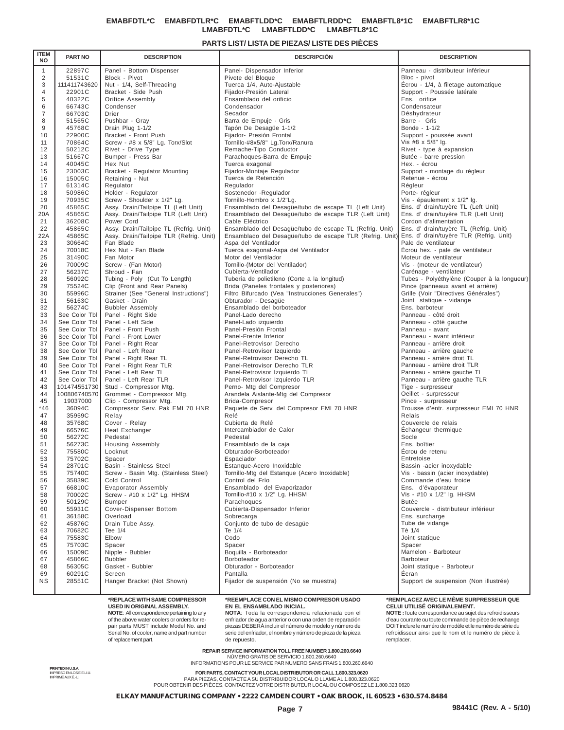EMABFDTL*C EMABFDTLR*C EMABFTLDD*C EMABFTLRDD*C EMABFTL8*1C EMABFTLR8*1C
LMABFDTL*C LMABFTLDD*C LMABFTL8*1C

## PARTS LIST/ LISTA DE PIEZAS/ LISTE DES PIÈCES

| ITEM NO | PART NO | DESCRIPTION | DESCRIPCIÓN | DESCRIPTION |
|---|---|---|---|---|
| 1 | 22897C | Panel - Bottom Dispenser | Panel- Dispensador Inferior | Panneau - distributeur inférieur |
| 2 | 51531C | Block - Pivot | Pivote del Bloque | Bloc - pivot |
| 3 | 111411743620 | Nut - 1/4, Self-Threading | Tuerca 1/4, Auto-Ajustable | Écrou - 1/4, à filetage automatique |
| 4 | 22901C | Bracket - Side Push | Fijador-Presión Lateral | Support - Poussée latérale |
| 5 | 40322C | Orifice Assembly | Ensamblado del orificio | Ens. orifice |
| 6 | 66743C | Condenser | Condensador | Condensateur |
| 7 | 66703C | Drier | Secador | Déshydrateur |
| 8 | 51565C | Pushbar - Gray | Barra de Empuje - Gris | Barre - Gris |
| 9 | 45768C | Drain Plug 1-1/2 | Tapón De Desagüe 1-1/2 | Bonde - 1-1/2 |
| 10 | 22900C | Bracket - Front Push | Fijador- Presión Frontal | Support - poussée avant |
| 11 | 70864C | Screw - #8 x 5/8" Lg. Torx/Slot | Tornillo-#8x5/8" Lg.Torx/Ranura | Vis #8 x 5/8" lg. |
| 12 | 50212C | Rivet - Drive Type | Remache-Tipo Conductor | Rivet - type à expansion |
| 13 | 51667C | Bumper - Press Bar | Parachoques-Barra de Empuje | Butée - barre pression |
| 14 | 40045C | Hex Nut | Tuerca exagonal | Hex. - écrou |
| 15 | 23003C | Bracket - Regulator Mounting | Fijador-Montaje Regulador | Support - montage du régleur |
| 16 | 15005C | Retaining - Nut | Tuerca de Retención | Retenue - écrou |
| 17 | 61314C | Regulator | Regulador | Régleur |
| 18 | 50986C | Holder - Regulator | Sostenedor -Regulador | Porte- régleur |
| 19 | 70935C | Screw - Shoulder x 1/2" Lg. | Tornillo-Hombro x 1/2"Lg. | Vis - épaulement x 1/2" lg. |
| 20 | 45865C | Assy. Drain/Tailpipe TL (Left Unit) | Ensamblado del Desagüe/tubo de escape TL (Left Unit) | Ens. d' drain/tuyère TL (Left Unit) |
| 20A | 45865C | Assy. Drain/Tailpipe TLR (Left Unit) | Ensamblado del Desagüe/tubo de escape TLR (Left Unit) | Ens. d' drain/tuyère TLR (Left Unit) |
| 21 | 36208C | Power Cord | Cable Eléctrico | Cordon d'alimentation |
| 22 | 45865C | Assy. Drain/Tailpipe TL (Refrig. Unit) | Ensamblado del Desagüe/tubo de escape TL (Refrig. Unit) | Ens. d' drain/tuyère TL (Refrig. Unit) |
| 22A | 45865C | Assy. Drain/Tailpipe TLR (Refrig. Unit) | Ensamblado del Desagüe/tubo de escape TLR (Refrig. Unit) | Ens. d' drain/tuyère TLR (Refrig. Unit) |
| 23 | 30664C | Fan Blade | Aspa del Ventilador | Pale de ventilateur |
| 24 | 70018C | Hex Nut - Fan Blade | Tuerca exagonal-Aspa del Ventilador | Écrou hex. - pale de ventilateur |
| 25 | 31490C | Fan Motor | Motor del Ventilador | Moteur de ventilateur |
| 26 | 70009C | Screw - (Fan Motor) | Tornillo-(Motor del Ventilador) | Vis - (moteur de ventilateur) |
| 27 | 56237C | Shroud - Fan | Cubierta-Ventilador | Carénage - ventilateur |
| 28 | 56092C | Tubing - Poly (Cut To Length) | Tubería de polietileno (Corte a la longitud) | Tubes - Polyéthylène (Couper à la longueur) |
| 29 | 75524C | Clip (Front and Rear Panels) | Brida (Paneles frontales y posteriores) | Pince (panneaux avant et arrière) |
| 30 | 55996C | Strainer (See "General Instructions") | Filtro Bifurcado (Vea "Instrucciones Generales") | Grille (Voir "Directives Générales") |
| 31 | 56163C | Gasket - Drain | Obturador - Desagüe | Joint statique - vidange |
| 32 | 56274C | Bubbler Assembly | Ensamblado del borboteador | Ens. barboteur |
| 33 | See Color Tbl | Panel - Right Side | Panel-Lado derecho | Panneau - côté droit |
| 34 | See Color Tbl | Panel - Left Side | Panel-Lado izquierdo | Panneau - côté gauche |
| 35 | See Color Tbl | Panel - Front Push | Panel-Presión Frontal | Panneau - avant |
| 36 | See Color Tbl | Panel - Front Lower | Panel-Frente Inferior | Panneau - avant inférieur |
| 37 | See Color Tbl | Panel - Right Rear | Panel-Retrovisor Derecho | Panneau - arrière droit |
| 38 | See Color Tbl | Panel - Left Rear | Panel-Retrovisor Izquierdo | Panneau - arrière gauche |
| 39 | See Color Tbl | Panel - Right Rear TL | Panel-Retrovisor Derecho TL | Panneau - arrière droit TL |
| 40 | See Color Tbl | Panel - Right Rear TLR | Panel-Retrovisor Derecho TLR | Panneau - arrière droit TLR |
| 41 | See Color Tbl | Panel - Left Rear TL | Panel-Retrovisor Izquierdo TL | Panneau - arrière gauche TL |
| 42 | See Color Tbl | Panel - Left Rear TLR | Panel-Retrovisor Izquierdo TLR | Panneau - arrière gauche TLR |
| 43 | 101474551730 | Stud - Compressor Mtg. | Perno- Mtg del Compresor | Tige - surpresseur |
| 44 | 100806740570 | Grommet - Compressor Mtg. | Arandela Aislante-Mtg del Compresor | Oeillet - surpresseur |
| 45 | 19037000 | Clip - Compressor Mtg. | Brida-Compresor | Pince - surpresseur |
| *46 | 36094C | Compressor Serv. Pak EMI 70 HNR | Paquete de Serv. del Compresor EMI 70 HNR | Trousse d'entr. surpresseur EMI 70 HNR |
| 47 | 35959C | Relay | Relé | Relais |
| 48 | 35768C | Cover - Relay | Cubierta de Relé | Couvercle de relais |
| 49 | 66576C | Heat Exchanger | Intercambiador de Calor | Échangeur thermique |
| 50 | 56272C | Pedestal | Pedestal | Socle |
| 51 | 56273C | Housing Assembly | Ensamblado de la caja | Ens. boîtier |
| 52 | 75580C | Locknut | Obturador-Borboteador | Écrou de retenu |
| 53 | 75702C | Spacer | Espaciador | Entretoise |
| 54 | 28701C | Basin - Stainless Steel | Estanque-Acero Inoxidable | Bassin -acier inoxydable |
| 55 | 75740C | Screw - Basin Mtg. (Stainless Steel) | Tornillo-Mtg del Estanque (Acero Inoxidable) | Vis - bassin (acier inoxydable) |
| 56 | 35839C | Cold Control | Control del Frío | Commande d'eau froide |
| 57 | 66810C | Evaporator Assembly | Ensamblado del Evaporizador | Ens. d'évaporateur |
| 58 | 70002C | Screw - #10 x 1/2" Lg. HHSM | Tornillo-#10 x 1/2" Lg. HHSM | Vis - #10 x 1/2" lg. HHSM |
| 59 | 50129C | Bumper | Parachoques | Butée |
| 60 | 55931C | Cover-Dispenser Bottom | Cubierta-Dispensador Inferior | Couvercle - distributeur inférieur |
| 61 | 36158C | Overload | Sobrecarga | Ens. surcharge |
| 62 | 45876C | Drain Tube Assy. | Conjunto de tubo de desagüe | Tube de vidange |
| 63 | 70682C | Tee 1/4 | Te 1/4 | Tè 1/4 |
| 64 | 75583C | Elbow | Codo | Joint statique |
| 65 | 75703C | Spacer | Spacer | Spacer |
| 66 | 15009C | Nipple - Bubbler | Boquilla - Borboteador | Mamelon - Barboteur |
| 67 | 45866C | Bubbler | Borboteador | Barboteur |
| 68 | 56305C | Gasket - Bubbler | Obturador - Borboteador | Joint statique - Barboteur |
| 69 | 60291C | Screen | Pantalla | Écran |
| NS | 28551C | Hanger Bracket (Not Shown) | Fijador de suspensión (No se muestra) | Support de suspension (Non illustrée) |

**\*REPLACE WITH SAME COMPRESSOR USED IN ORIGINAL ASSEMBLY.**
**NOTE**: All correspondence pertaining to any of the above water coolers or orders for repair parts MUST include Model No. and Serial No. of cooler, name and part number of replacement part.

**\*REEMPLACE CON EL MISMO COMPRESOR USADO EN EL ENSAMBLADO INICIAL.**
**NOTA**: Toda la correspondencia relacionada con el enfriador de agua anterior o con una orden de reparación piezas DEBERÁ incluir el número de modelo y número de serie del enfriador, el nombre y número de pieza de la pieza de repuesto.

**\*REMPLACEZ AVEC LE MÊME SURPRESSEUR QUE CELUI UTILISÉ ORIGINALEMENT.**
**NOTE :** Toute correspondance au sujet des refroidisseurs d'eau courante ou toute commande de pièce de rechange DOIT inclure le numéro de modèle et le numéro de série du refroidisseur ainsi que le nom et le numéro de pièce à remplacer.

**REPAIR SERVICE INFORMATION TOLL FREE NUMBER 1.800.260.6640**
NÚMERO GRATIS DE SERVICIO 1.800.260.6640
INFORMATIONS POUR LE SERVICE PAR NUMERO SANS FRAIS 1.800.260.6640

**FOR PARTS, CONTACT YOUR LOCAL DISTRIBUTOR OR CALL 1.800.323.0620**
PARA PIEZAS, CONTACTE A SU DISTRIBUIDOR LOCAL O LLAME AL 1.800.323.0620
POUR OBTENIR DES PIÈCES, CONTACTEZ VOTRE DISTRIBUTEUR LOCAL OU COMPOSEZ LE 1.800.323.0620

PRINTED IN U.S.A.
IMPRESO EN LOS E.E.U.U.
IMPRIMÉ AUX É.-U.

**ELKAY MANUFACTURING COMPANY • 2222 CAMDEN COURT • OAK BROOK, IL 60523 • 630.574.8484**

98441C (Rev. A - 5/10)